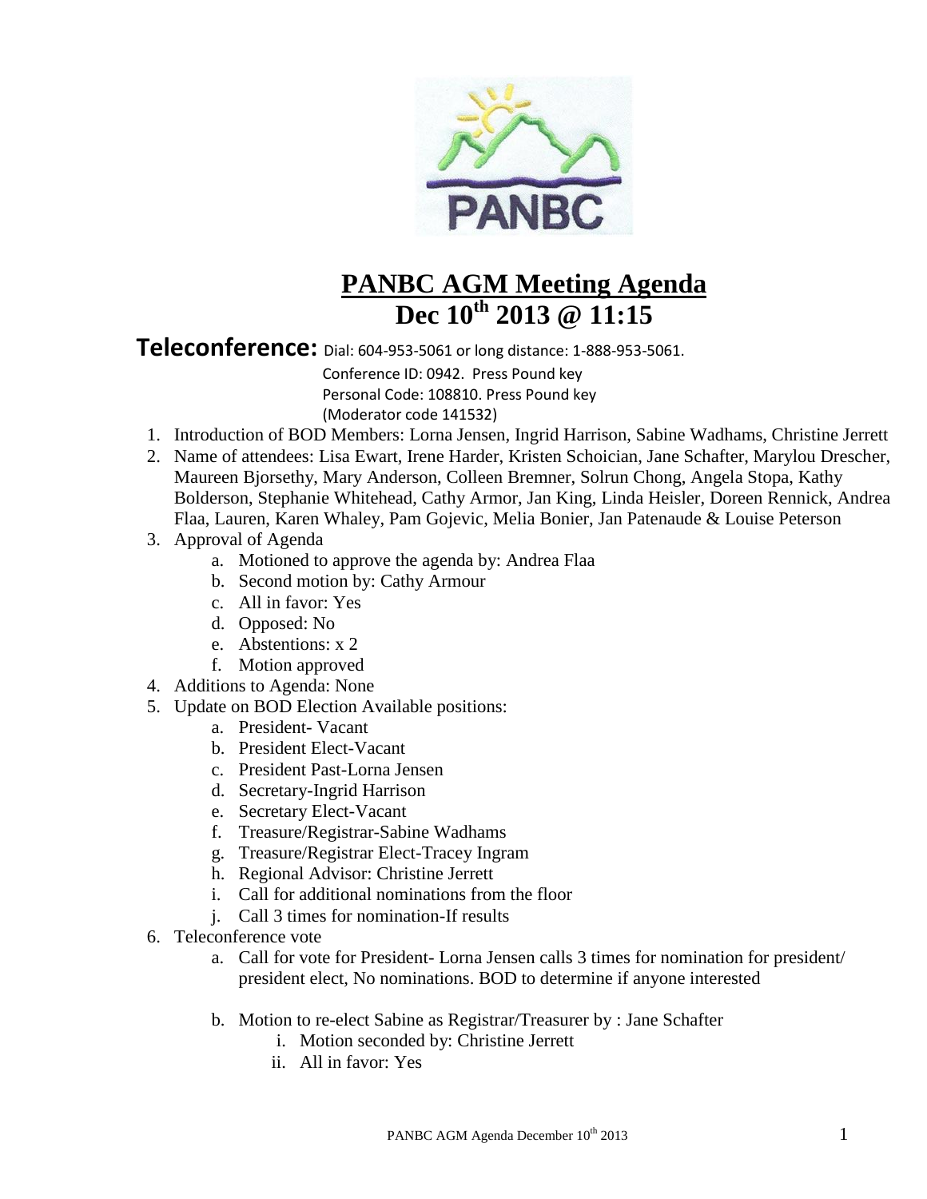# PANBC AGM Meeting Agenda

## Dec 10th 2013 @ 11:15

**Teleconference:** Dial: 604-953-5061 or long distance: 1-888-953-5061.
Conference ID: 0942. Press Pound key
Personal Code: 108810. Press Pound key
(Moderator code 141532)

1. Introduction of BOD Members: Lorna Jensen, Ingrid Harrison, Sabine Wadhams, Christine Jerrett
2. Name of attendees: Lisa Ewart, Irene Harder, Kristen Schoician, Jane Schafter, Marylou Drescher, Maureen Bjorsethy, Mary Anderson, Colleen Bremner, Solrun Chong, Angela Stopa, Kathy Bolderson, Stephanie Whitehead, Cathy Armor, Jan King, Linda Heisler, Doreen Rennick, Andrea Flaa, Lauren, Karen Whaley, Pam Gojevic, Melia Bonier, Jan Patenaude & Louise Peterson
3. Approval of Agenda
   a. Motioned to approve the agenda by: Andrea Flaa
   b. Second motion by: Cathy Armour
   c. All in favor: Yes
   d. Opposed: No
   e. Abstentions: x 2
   f. Motion approved
4. Additions to Agenda: None
5. Update on BOD Election Available positions:
   a. President- Vacant
   b. President Elect-Vacant
   c. President Past-Lorna Jensen
   d. Secretary-Ingrid Harrison
   e. Secretary Elect-Vacant
   f. Treasure/Registrar-Sabine Wadhams
   g. Treasure/Registrar Elect-Tracey Ingram
   h. Regional Advisor: Christine Jerrett
   i. Call for additional nominations from the floor
   j. Call 3 times for nomination-If results
6. Teleconference vote
   a. Call for vote for President- Lorna Jensen calls 3 times for nomination for president/ president elect, No nominations. BOD to determine if anyone interested
   b. Motion to re-elect Sabine as Registrar/Treasurer by : Jane Schafter
      i. Motion seconded by: Christine Jerrett
      ii. All in favor: Yes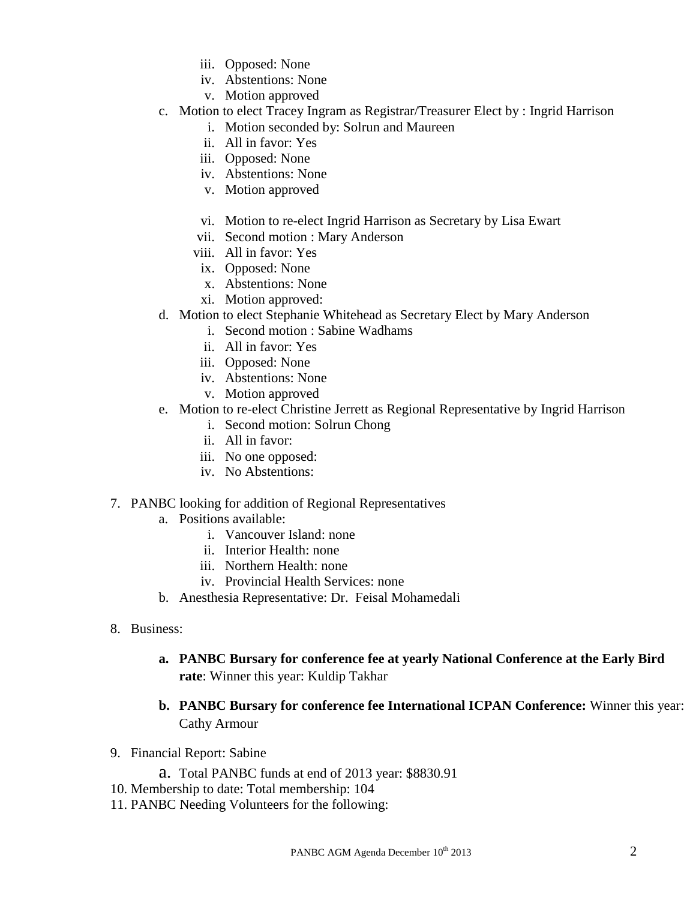iii. Opposed: None
   iv. Abstentions: None
   v. Motion approved

c. Motion to elect Tracey Ingram as Registrar/Treasurer Elect by : Ingrid Harrison
   i. Motion seconded by: Solrun and Maureen
   ii. All in favor: Yes
   iii. Opposed: None
   iv. Abstentions: None
   v. Motion approved

   vi. Motion to re-elect Ingrid Harrison as Secretary by Lisa Ewart
   vii. Second motion : Mary Anderson
   viii. All in favor: Yes
   ix. Opposed: None
   x. Abstentions: None
   xi. Motion approved:

d. Motion to elect Stephanie Whitehead as Secretary Elect by Mary Anderson
   i. Second motion : Sabine Wadhams
   ii. All in favor: Yes
   iii. Opposed: None
   iv. Abstentions: None
   v. Motion approved

e. Motion to re-elect Christine Jerrett as Regional Representative by Ingrid Harrison
   i. Second motion: Solrun Chong
   ii. All in favor:
   iii. No one opposed:
   iv. No Abstentions:

7. PANBC looking for addition of Regional Representatives
   a. Positions available:
      i. Vancouver Island: none
      ii. Interior Health: none
      iii. Northern Health: none
      iv. Provincial Health Services: none
   b. Anesthesia Representative: Dr. Feisal Mohamedali

8. Business:

   a. **PANBC Bursary for conference fee at yearly National Conference at the Early Bird rate**: Winner this year: Kuldip Takhar

   b. **PANBC Bursary for conference fee International ICPAN Conference:** Winner this year: Cathy Armour

9. Financial Report: Sabine
   a. Total PANBC funds at end of 2013 year: $8830.91

10. Membership to date: Total membership: 104

11. PANBC Needing Volunteers for the following: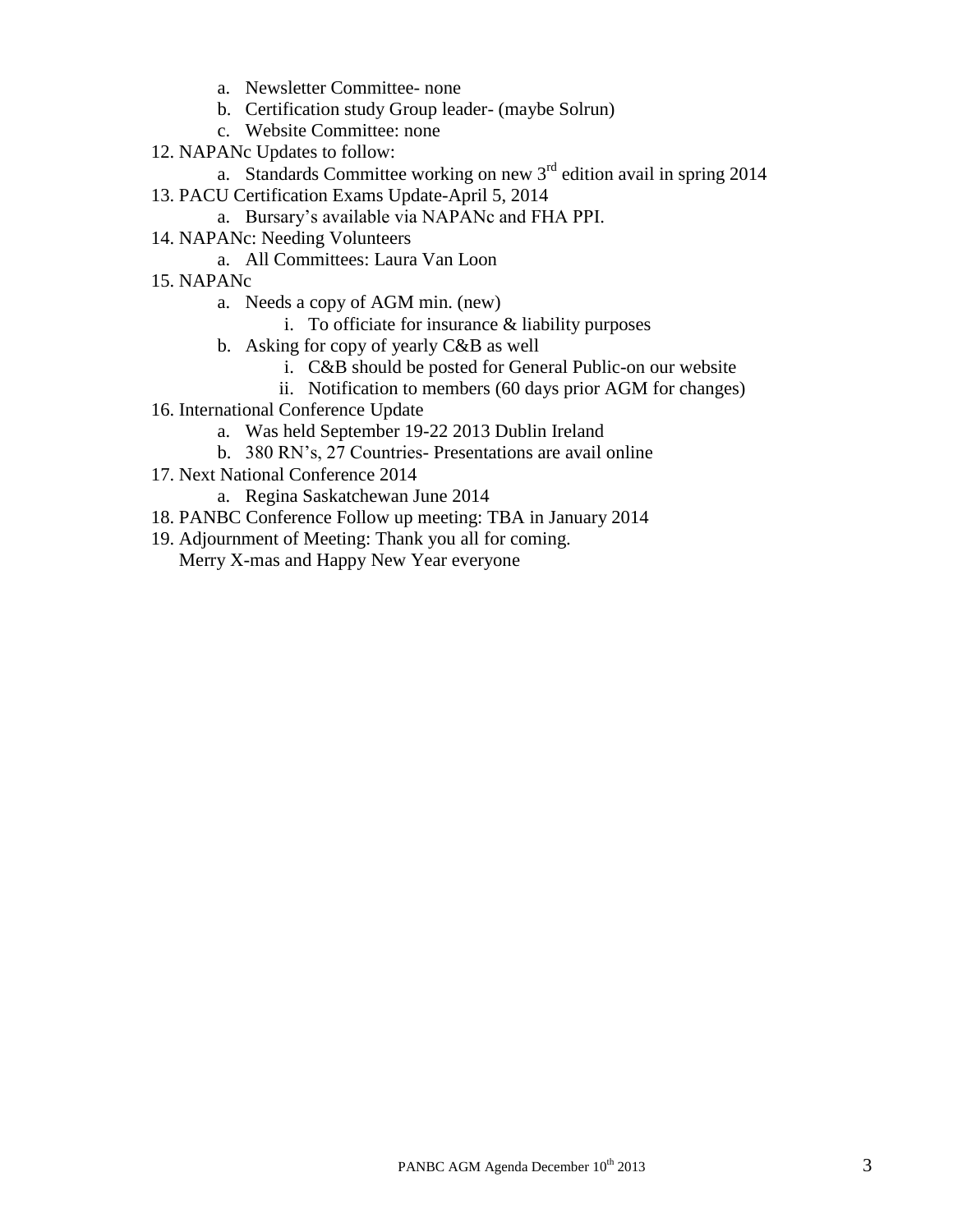a. Newsletter Committee- none
   b. Certification study Group leader- (maybe Solrun)
   c. Website Committee: none

12. NAPANc Updates to follow:
    a. Standards Committee working on new 3rd edition avail in spring 2014
13. PACU Certification Exams Update-April 5, 2014
    a. Bursary's available via NAPANc and FHA PPI.
14. NAPANc: Needing Volunteers
    a. All Committees: Laura Van Loon
15. NAPANc
    a. Needs a copy of AGM min. (new)
       i. To officiate for insurance & liability purposes
    b. Asking for copy of yearly C&B as well
       i. C&B should be posted for General Public-on our website
       ii. Notification to members (60 days prior AGM for changes)
16. International Conference Update
    a. Was held September 19-22 2013 Dublin Ireland
    b. 380 RN's, 27 Countries- Presentations are avail online
17. Next National Conference 2014
    a. Regina Saskatchewan June 2014
18. PANBC Conference Follow up meeting: TBA in January 2014
19. Adjournment of Meeting: Thank you all for coming.
    Merry X-mas and Happy New Year everyone